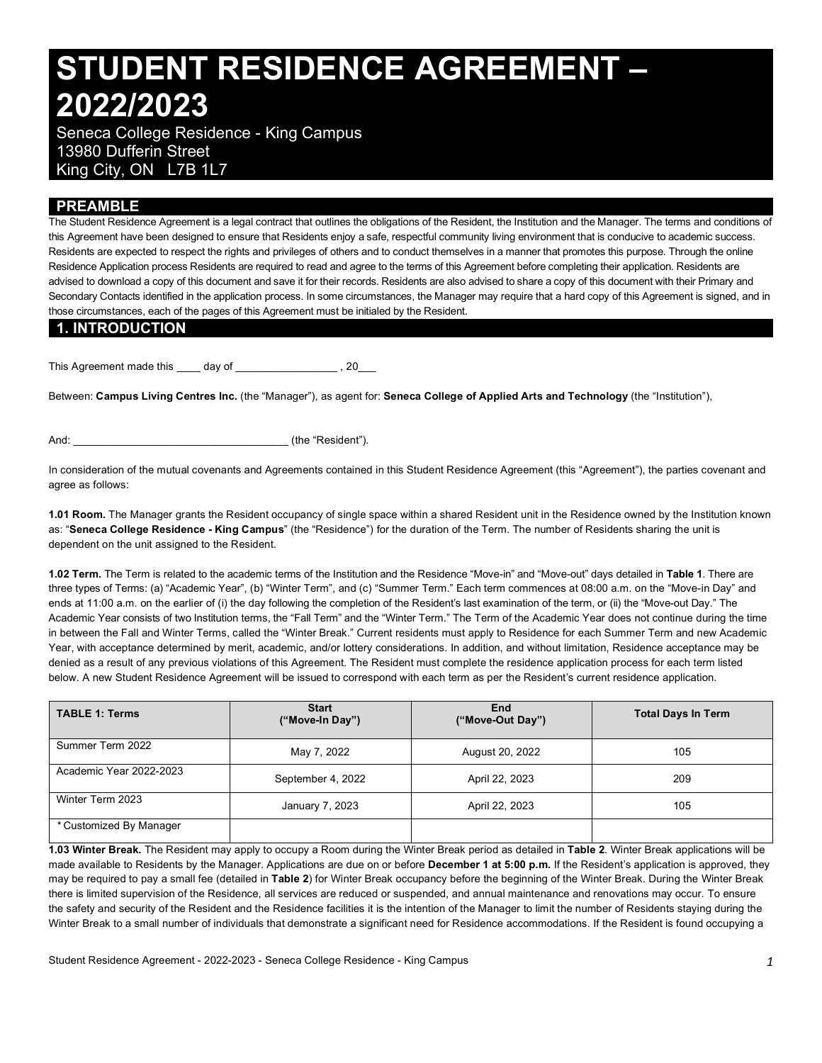# STUDENT RESIDENCE AGREEMENT – 2022/2023

Seneca College Residence - King Campus
13980 Dufferin Street
King City, ON L7B 1L7

## PREAMBLE

The Student Residence Agreement is a legal contract that outlines the obligations of the Resident, the Institution and the Manager. The terms and conditions of this Agreement have been designed to ensure that Residents enjoy a safe, respectful community living environment that is conducive to academic success. Residents are expected to respect the rights and privileges of others and to conduct themselves in a manner that promotes this purpose. Through the online Residence Application process Residents are required to read and agree to the terms of this Agreement before completing their application. Residents are advised to download a copy of this document and save it for their records. Residents are also advised to share a copy of this document with their Primary and Secondary Contacts identified in the application process. In some circumstances, the Manager may require that a hard copy of this Agreement is signed, and in those circumstances, each of the pages of this Agreement must be initialed by the Resident.

## 1. INTRODUCTION

This Agreement made this ____ day of _________________ , 20___

Between: **Campus Living Centres Inc.** (the "Manager"), as agent for: **Seneca College of Applied Arts and Technology** (the "Institution"),

And: ___________________________________ (the "Resident").

In consideration of the mutual covenants and Agreements contained in this Student Residence Agreement (this "Agreement"), the parties covenant and agree as follows:

**1.01 Room.** The Manager grants the Resident occupancy of single space within a shared Resident unit in the Residence owned by the Institution known as: "**Seneca College Residence - King Campus**" (the "Residence") for the duration of the Term. The number of Residents sharing the unit is dependent on the unit assigned to the Resident.

**1.02 Term.** The Term is related to the academic terms of the Institution and the Residence "Move-in" and "Move-out" days detailed in **Table 1**. There are three types of Terms: (a) "Academic Year", (b) "Winter Term", and (c) "Summer Term." Each term commences at 08:00 a.m. on the "Move-in Day" and ends at 11:00 a.m. on the earlier of (i) the day following the completion of the Resident's last examination of the term, or (ii) the "Move-out Day." The Academic Year consists of two Institution terms, the "Fall Term" and the "Winter Term." The Term of the Academic Year does not continue during the time in between the Fall and Winter Terms, called the "Winter Break." Current residents must apply to Residence for each Summer Term and new Academic Year, with acceptance determined by merit, academic, and/or lottery considerations. In addition, and without limitation, Residence acceptance may be denied as a result of any previous violations of this Agreement. The Resident must complete the residence application process for each term listed below. A new Student Residence Agreement will be issued to correspond with each term as per the Resident's current residence application.

| TABLE 1: Terms | Start ("Move-In Day") | End ("Move-Out Day") | Total Days In Term |
|---|---|---|---|
| Summer Term 2022 | May 7, 2022 | August 20, 2022 | 105 |
| Academic Year 2022-2023 | September 4, 2022 | April 22, 2023 | 209 |
| Winter Term 2023 | January 7, 2023 | April 22, 2023 | 105 |
| * Customized By Manager | | | |

**1.03 Winter Break.** The Resident may apply to occupy a Room during the Winter Break period as detailed in **Table 2**. Winter Break applications will be made available to Residents by the Manager. Applications are due on or before **December 1 at 5:00 p.m.** If the Resident's application is approved, they may be required to pay a small fee (detailed in **Table 2**) for Winter Break occupancy before the beginning of the Winter Break. During the Winter Break there is limited supervision of the Residence, all services are reduced or suspended, and annual maintenance and renovations may occur. To ensure the safety and security of the Resident and the Residence facilities it is the intention of the Manager to limit the number of Residents staying during the Winter Break to a small number of individuals that demonstrate a significant need for Residence accommodations. If the Resident is found occupying a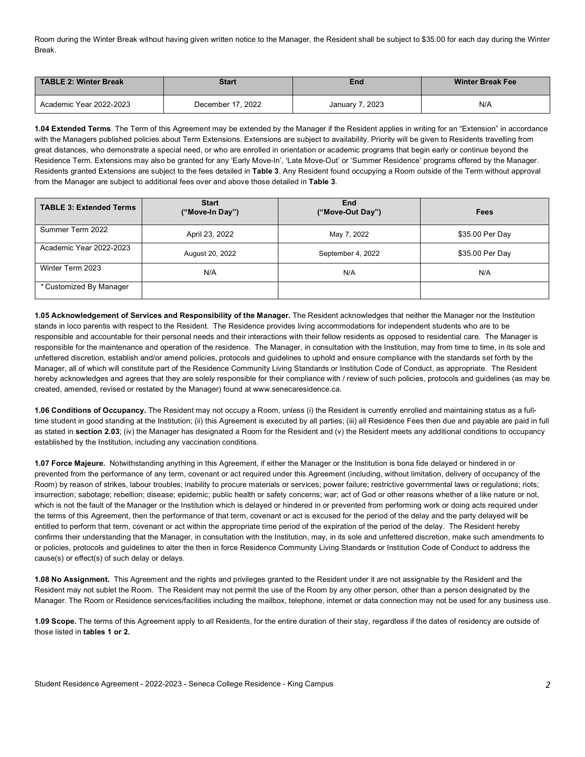Room during the Winter Break without having given written notice to the Manager, the Resident shall be subject to $35.00 for each day during the Winter Break.

| TABLE 2: Winter Break | Start | End | Winter Break Fee |
| --- | --- | --- | --- |
| Academic Year 2022-2023 | December 17, 2022 | January 7, 2023 | N/A |

**1.04 Extended Terms**. The Term of this Agreement may be extended by the Manager if the Resident applies in writing for an "Extension" in accordance with the Managers published policies about Term Extensions. Extensions are subject to availability. Priority will be given to Residents travelling from great distances, who demonstrate a special need, or who are enrolled in orientation or academic programs that begin early or continue beyond the Residence Term. Extensions may also be granted for any 'Early Move-In', 'Late Move-Out' or 'Summer Residence' programs offered by the Manager. Residents granted Extensions are subject to the fees detailed in **Table 3**. Any Resident found occupying a Room outside of the Term without approval from the Manager are subject to additional fees over and above those detailed in **Table 3**.

| TABLE 3: Extended Terms | Start ("Move-In Day") | End ("Move-Out Day") | Fees |
| --- | --- | --- | --- |
| Summer Term 2022 | April 23, 2022 | May 7, 2022 | $35.00 Per Day |
| Academic Year 2022-2023 | August 20, 2022 | September 4, 2022 | $35.00 Per Day |
| Winter Term 2023 | N/A | N/A | N/A |
| * Customized By Manager | | | |

**1.05 Acknowledgement of Services and Responsibility of the Manager.** The Resident acknowledges that neither the Manager nor the Institution stands in loco parentis with respect to the Resident. The Residence provides living accommodations for independent students who are to be responsible and accountable for their personal needs and their interactions with their fellow residents as opposed to residential care. The Manager is responsible for the maintenance and operation of the residence. The Manager, in consultation with the Institution, may from time to time, in its sole and unfettered discretion, establish and/or amend policies, protocols and guidelines to uphold and ensure compliance with the standards set forth by the Manager, all of which will constitute part of the Residence Community Living Standards or Institution Code of Conduct, as appropriate. The Resident hereby acknowledges and agrees that they are solely responsible for their compliance with / review of such policies, protocols and guidelines (as may be created, amended, revised or restated by the Manager) found at www.senecaresidence.ca.

**1.06 Conditions of Occupancy.** The Resident may not occupy a Room, unless (i) the Resident is currently enrolled and maintaining status as a full-time student in good standing at the Institution; (ii) this Agreement is executed by all parties; (iii) all Residence Fees then due and payable are paid in full as stated in **section 2.03**; (iv) the Manager has designated a Room for the Resident and (v) the Resident meets any additional conditions to occupancy established by the Institution, including any vaccination conditions.

**1.07 Force Majeure.** Notwithstanding anything in this Agreement, if either the Manager or the Institution is bona fide delayed or hindered in or prevented from the performance of any term, covenant or act required under this Agreement (including, without limitation, delivery of occupancy of the Room) by reason of strikes, labour troubles; inability to procure materials or services; power failure; restrictive governmental laws or regulations; riots; insurrection; sabotage; rebellion; disease; epidemic; public health or safety concerns; war; act of God or other reasons whether of a like nature or not, which is not the fault of the Manager or the Institution which is delayed or hindered in or prevented from performing work or doing acts required under the terms of this Agreement, then the performance of that term, covenant or act is excused for the period of the delay and the party delayed will be entitled to perform that term, covenant or act within the appropriate time period of the expiration of the period of the delay. The Resident hereby confirms their understanding that the Manager, in consultation with the Institution, may, in its sole and unfettered discretion, make such amendments to or policies, protocols and guidelines to alter the then in force Residence Community Living Standards or Institution Code of Conduct to address the cause(s) or effect(s) of such delay or delays.

**1.08 No Assignment.** This Agreement and the rights and privileges granted to the Resident under it are not assignable by the Resident and the Resident may not sublet the Room. The Resident may not permit the use of the Room by any other person, other than a person designated by the Manager. The Room or Residence services/facilities including the mailbox, telephone, internet or data connection may not be used for any business use.

**1.09 Scope.** The terms of this Agreement apply to all Residents, for the entire duration of their stay, regardless if the dates of residency are outside of those listed in **tables 1 or 2.**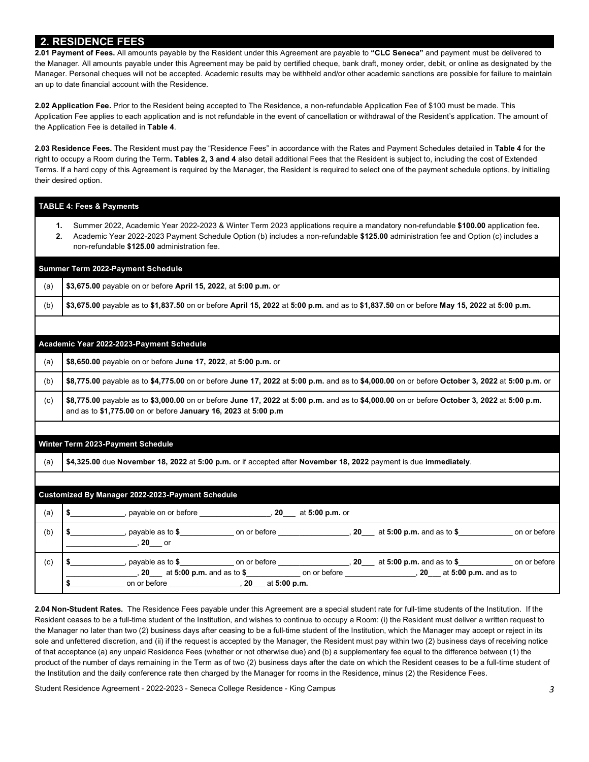## 2. RESIDENCE FEES

**2.01 Payment of Fees.** All amounts payable by the Resident under this Agreement are payable to **"CLC Seneca"** and payment must be delivered to the Manager. All amounts payable under this Agreement may be paid by certified cheque, bank draft, money order, debit, or online as designated by the Manager. Personal cheques will not be accepted. Academic results may be withheld and/or other academic sanctions are possible for failure to maintain an up to date financial account with the Residence.

**2.02 Application Fee.** Prior to the Resident being accepted to The Residence, a non-refundable Application Fee of $100 must be made. This Application Fee applies to each application and is not refundable in the event of cancellation or withdrawal of the Resident's application. The amount of the Application Fee is detailed in **Table 4**.

**2.03 Residence Fees.** The Resident must pay the "Residence Fees" in accordance with the Rates and Payment Schedules detailed in **Table 4** for the right to occupy a Room during the Term**. Tables 2, 3 and 4** also detail additional Fees that the Resident is subject to, including the cost of Extended Terms. If a hard copy of this Agreement is required by the Manager, the Resident is required to select one of the payment schedule options, by initialing their desired option.

| **TABLE 4: Fees & Payments** | |
|---|---|
| 1. Summer 2022, Academic Year 2022-2023 & Winter Term 2023 applications require a mandatory non-refundable **$100.00** application fee**.**<br>2. Academic Year 2022-2023 Payment Schedule Option (b) includes a non-refundable **$125.00** administration fee and Option (c) includes a non-refundable **$125.00** administration fee. | |
| **Summer Term 2022-Payment Schedule** | |
| (a) | **$3,675.00** payable on or before **April 15, 2022**, at **5:00 p.m.** or |
| (b) | **$3,675.00** payable as to **$1,837.50** on or before **April 15, 2022** at **5:00 p.m.** and as to **$1,837.50** on or before **May 15, 2022** at **5:00 p.m.** |
| **Academic Year 2022-2023-Payment Schedule** | |
| (a) | **$8,650.00** payable on or before **June 17, 2022**, at **5:00 p.m.** or |
| (b) | **$8,775.00** payable as to **$4,775.00** on or before **June 17, 2022** at **5:00 p.m.** and as to **$4,000.00** on or before **October 3, 2022** at **5:00 p.m.** or |
| (c) | **$8,775.00** payable as to **$3,000.00** on or before **June 17, 2022** at **5:00 p.m.** and as to **$4,000.00** on or before **October 3, 2022** at **5:00 p.m.** and as to **$1,775.00** on or before **January 16, 2023** at **5:00 p.m** |
| **Winter Term 2023-Payment Schedule** | |
| (a) | **$4,325.00** due **November 18, 2022** at **5:00 p.m.** or if accepted after **November 18, 2022** payment is due **immediately**. |
| **Customized By Manager 2022-2023-Payment Schedule** | |
| (a) | **$**____________, payable on or before ________________, **20**___ at **5:00 p.m.** or |
| (b) | **$**____________, payable as to **$**____________ on or before ________________, **20**___ at **5:00 p.m.** and as to **$**____________ on or before ________________, **20**___ or |
| (c) | **$**____________, payable as to **$**____________ on or before ________________, **20**___ at **5:00 p.m.** and as to **$**____________ on or before ________________, **20**___ at **5:00 p.m.** and as to **$**____________ on or before ________________, **20**___ at **5:00 p.m.** and as to **$**____________ on or before ________________, **20**___ at **5:00 p.m.** |

**2.04 Non-Student Rates.** The Residence Fees payable under this Agreement are a special student rate for full-time students of the Institution. If the Resident ceases to be a full-time student of the Institution, and wishes to continue to occupy a Room: (i) the Resident must deliver a written request to the Manager no later than two (2) business days after ceasing to be a full-time student of the Institution, which the Manager may accept or reject in its sole and unfettered discretion, and (ii) if the request is accepted by the Manager, the Resident must pay within two (2) business days of receiving notice of that acceptance (a) any unpaid Residence Fees (whether or not otherwise due) and (b) a supplementary fee equal to the difference between (1) the product of the number of days remaining in the Term as of two (2) business days after the date on which the Resident ceases to be a full-time student of the Institution and the daily conference rate then charged by the Manager for rooms in the Residence, minus (2) the Residence Fees.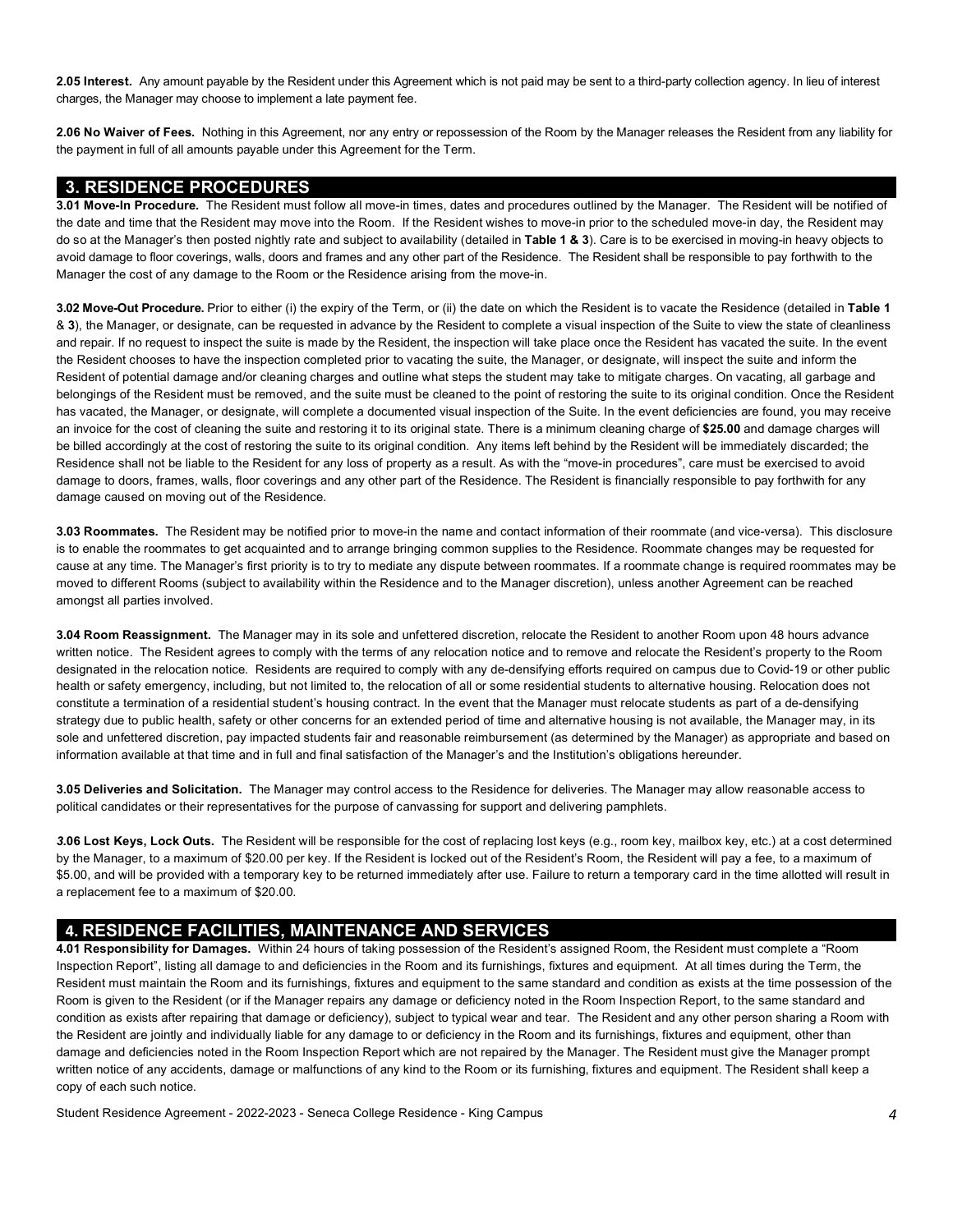**2.05 Interest.** Any amount payable by the Resident under this Agreement which is not paid may be sent to a third-party collection agency. In lieu of interest charges, the Manager may choose to implement a late payment fee.

**2.06 No Waiver of Fees.** Nothing in this Agreement, nor any entry or repossession of the Room by the Manager releases the Resident from any liability for the payment in full of all amounts payable under this Agreement for the Term.

## 3. RESIDENCE PROCEDURES

**3.01 Move-In Procedure.** The Resident must follow all move-in times, dates and procedures outlined by the Manager. The Resident will be notified of the date and time that the Resident may move into the Room. If the Resident wishes to move-in prior to the scheduled move-in day, the Resident may do so at the Manager's then posted nightly rate and subject to availability (detailed in **Table 1 & 3**). Care is to be exercised in moving-in heavy objects to avoid damage to floor coverings, walls, doors and frames and any other part of the Residence. The Resident shall be responsible to pay forthwith to the Manager the cost of any damage to the Room or the Residence arising from the move-in.

**3.02 Move-Out Procedure.** Prior to either (i) the expiry of the Term, or (ii) the date on which the Resident is to vacate the Residence (detailed in **Table 1** & **3**), the Manager, or designate, can be requested in advance by the Resident to complete a visual inspection of the Suite to view the state of cleanliness and repair. If no request to inspect the suite is made by the Resident, the inspection will take place once the Resident has vacated the suite. In the event the Resident chooses to have the inspection completed prior to vacating the suite, the Manager, or designate, will inspect the suite and inform the Resident of potential damage and/or cleaning charges and outline what steps the student may take to mitigate charges. On vacating, all garbage and belongings of the Resident must be removed, and the suite must be cleaned to the point of restoring the suite to its original condition. Once the Resident has vacated, the Manager, or designate, will complete a documented visual inspection of the Suite. In the event deficiencies are found, you may receive an invoice for the cost of cleaning the suite and restoring it to its original state. There is a minimum cleaning charge of **$25.00** and damage charges will be billed accordingly at the cost of restoring the suite to its original condition. Any items left behind by the Resident will be immediately discarded; the Residence shall not be liable to the Resident for any loss of property as a result. As with the "move-in procedures", care must be exercised to avoid damage to doors, frames, walls, floor coverings and any other part of the Residence. The Resident is financially responsible to pay forthwith for any damage caused on moving out of the Residence.

**3.03 Roommates.** The Resident may be notified prior to move-in the name and contact information of their roommate (and vice-versa). This disclosure is to enable the roommates to get acquainted and to arrange bringing common supplies to the Residence. Roommate changes may be requested for cause at any time. The Manager's first priority is to try to mediate any dispute between roommates. If a roommate change is required roommates may be moved to different Rooms (subject to availability within the Residence and to the Manager discretion), unless another Agreement can be reached amongst all parties involved.

**3.04 Room Reassignment.** The Manager may in its sole and unfettered discretion, relocate the Resident to another Room upon 48 hours advance written notice. The Resident agrees to comply with the terms of any relocation notice and to remove and relocate the Resident's property to the Room designated in the relocation notice. Residents are required to comply with any de-densifying efforts required on campus due to Covid-19 or other public health or safety emergency, including, but not limited to, the relocation of all or some residential students to alternative housing. Relocation does not constitute a termination of a residential student's housing contract. In the event that the Manager must relocate students as part of a de-densifying strategy due to public health, safety or other concerns for an extended period of time and alternative housing is not available, the Manager may, in its sole and unfettered discretion, pay impacted students fair and reasonable reimbursement (as determined by the Manager) as appropriate and based on information available at that time and in full and final satisfaction of the Manager's and the Institution's obligations hereunder.

**3.05 Deliveries and Solicitation.** The Manager may control access to the Residence for deliveries. The Manager may allow reasonable access to political candidates or their representatives for the purpose of canvassing for support and delivering pamphlets.

**3.06 Lost Keys, Lock Outs.** The Resident will be responsible for the cost of replacing lost keys (e.g., room key, mailbox key, etc.) at a cost determined by the Manager, to a maximum of $20.00 per key. If the Resident is locked out of the Resident's Room, the Resident will pay a fee, to a maximum of $5.00, and will be provided with a temporary key to be returned immediately after use. Failure to return a temporary card in the time allotted will result in a replacement fee to a maximum of $20.00.

## 4. RESIDENCE FACILITIES, MAINTENANCE AND SERVICES

**4.01 Responsibility for Damages.** Within 24 hours of taking possession of the Resident's assigned Room, the Resident must complete a "Room Inspection Report", listing all damage to and deficiencies in the Room and its furnishings, fixtures and equipment. At all times during the Term, the Resident must maintain the Room and its furnishings, fixtures and equipment to the same standard and condition as exists at the time possession of the Room is given to the Resident (or if the Manager repairs any damage or deficiency noted in the Room Inspection Report, to the same standard and condition as exists after repairing that damage or deficiency), subject to typical wear and tear. The Resident and any other person sharing a Room with the Resident are jointly and individually liable for any damage to or deficiency in the Room and its furnishings, fixtures and equipment, other than damage and deficiencies noted in the Room Inspection Report which are not repaired by the Manager. The Resident must give the Manager prompt written notice of any accidents, damage or malfunctions of any kind to the Room or its furnishing, fixtures and equipment. The Resident shall keep a copy of each such notice.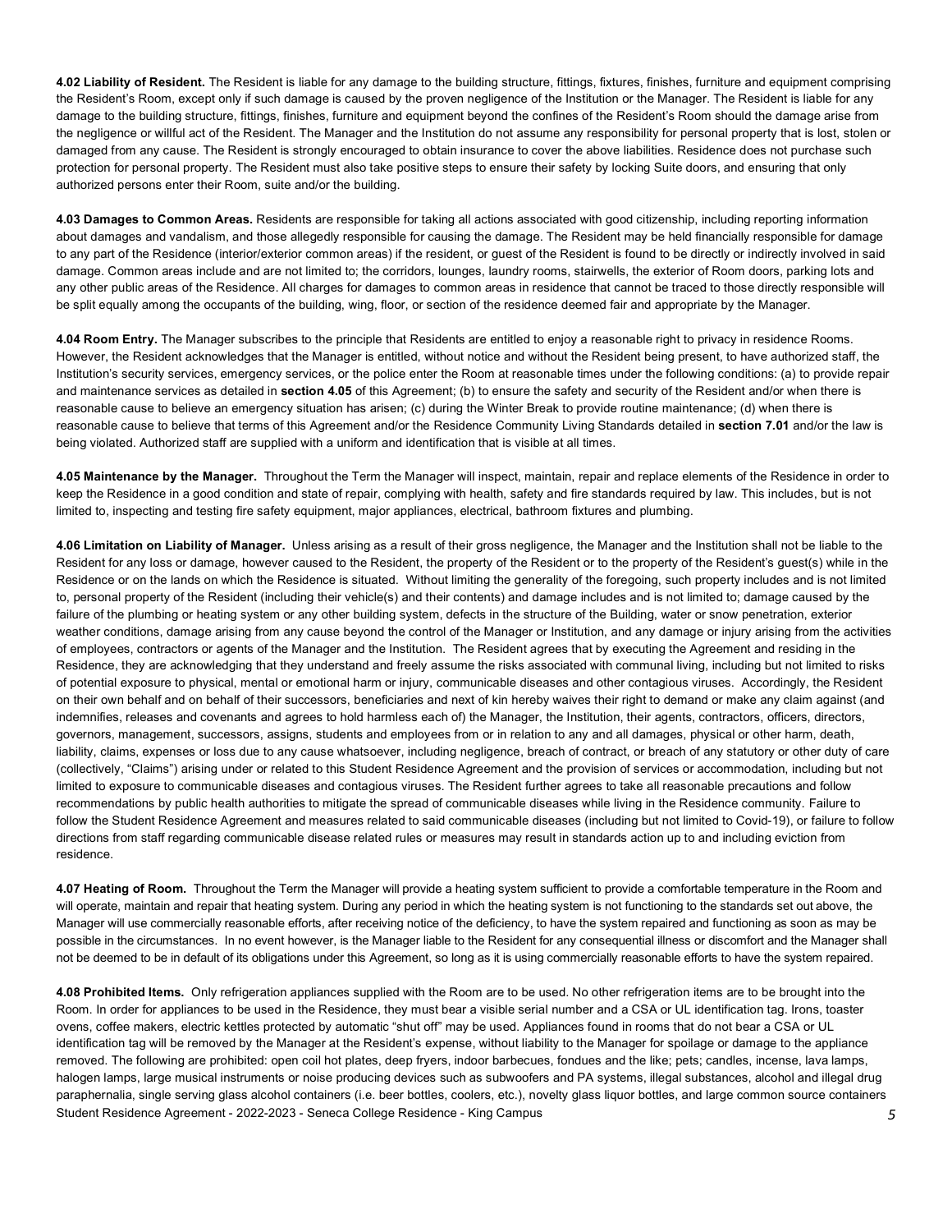**4.02 Liability of Resident.** The Resident is liable for any damage to the building structure, fittings, fixtures, finishes, furniture and equipment comprising the Resident's Room, except only if such damage is caused by the proven negligence of the Institution or the Manager. The Resident is liable for any damage to the building structure, fittings, finishes, furniture and equipment beyond the confines of the Resident's Room should the damage arise from the negligence or willful act of the Resident. The Manager and the Institution do not assume any responsibility for personal property that is lost, stolen or damaged from any cause. The Resident is strongly encouraged to obtain insurance to cover the above liabilities. Residence does not purchase such protection for personal property. The Resident must also take positive steps to ensure their safety by locking Suite doors, and ensuring that only authorized persons enter their Room, suite and/or the building.

**4.03 Damages to Common Areas.** Residents are responsible for taking all actions associated with good citizenship, including reporting information about damages and vandalism, and those allegedly responsible for causing the damage. The Resident may be held financially responsible for damage to any part of the Residence (interior/exterior common areas) if the resident, or guest of the Resident is found to be directly or indirectly involved in said damage. Common areas include and are not limited to; the corridors, lounges, laundry rooms, stairwells, the exterior of Room doors, parking lots and any other public areas of the Residence. All charges for damages to common areas in residence that cannot be traced to those directly responsible will be split equally among the occupants of the building, wing, floor, or section of the residence deemed fair and appropriate by the Manager.

**4.04 Room Entry.** The Manager subscribes to the principle that Residents are entitled to enjoy a reasonable right to privacy in residence Rooms. However, the Resident acknowledges that the Manager is entitled, without notice and without the Resident being present, to have authorized staff, the Institution's security services, emergency services, or the police enter the Room at reasonable times under the following conditions: (a) to provide repair and maintenance services as detailed in **section 4.05** of this Agreement; (b) to ensure the safety and security of the Resident and/or when there is reasonable cause to believe an emergency situation has arisen; (c) during the Winter Break to provide routine maintenance; (d) when there is reasonable cause to believe that terms of this Agreement and/or the Residence Community Living Standards detailed in **section 7.01** and/or the law is being violated. Authorized staff are supplied with a uniform and identification that is visible at all times.

**4.05 Maintenance by the Manager.** Throughout the Term the Manager will inspect, maintain, repair and replace elements of the Residence in order to keep the Residence in a good condition and state of repair, complying with health, safety and fire standards required by law. This includes, but is not limited to, inspecting and testing fire safety equipment, major appliances, electrical, bathroom fixtures and plumbing.

**4.06 Limitation on Liability of Manager.** Unless arising as a result of their gross negligence, the Manager and the Institution shall not be liable to the Resident for any loss or damage, however caused to the Resident, the property of the Resident or to the property of the Resident's guest(s) while in the Residence or on the lands on which the Residence is situated. Without limiting the generality of the foregoing, such property includes and is not limited to, personal property of the Resident (including their vehicle(s) and their contents) and damage includes and is not limited to; damage caused by the failure of the plumbing or heating system or any other building system, defects in the structure of the Building, water or snow penetration, exterior weather conditions, damage arising from any cause beyond the control of the Manager or Institution, and any damage or injury arising from the activities of employees, contractors or agents of the Manager and the Institution. The Resident agrees that by executing the Agreement and residing in the Residence, they are acknowledging that they understand and freely assume the risks associated with communal living, including but not limited to risks of potential exposure to physical, mental or emotional harm or injury, communicable diseases and other contagious viruses. Accordingly, the Resident on their own behalf and on behalf of their successors, beneficiaries and next of kin hereby waives their right to demand or make any claim against (and indemnifies, releases and covenants and agrees to hold harmless each of) the Manager, the Institution, their agents, contractors, officers, directors, governors, management, successors, assigns, students and employees from or in relation to any and all damages, physical or other harm, death, liability, claims, expenses or loss due to any cause whatsoever, including negligence, breach of contract, or breach of any statutory or other duty of care (collectively, "Claims") arising under or related to this Student Residence Agreement and the provision of services or accommodation, including but not limited to exposure to communicable diseases and contagious viruses. The Resident further agrees to take all reasonable precautions and follow recommendations by public health authorities to mitigate the spread of communicable diseases while living in the Residence community. Failure to follow the Student Residence Agreement and measures related to said communicable diseases (including but not limited to Covid-19), or failure to follow directions from staff regarding communicable disease related rules or measures may result in standards action up to and including eviction from residence.

**4.07 Heating of Room.** Throughout the Term the Manager will provide a heating system sufficient to provide a comfortable temperature in the Room and will operate, maintain and repair that heating system. During any period in which the heating system is not functioning to the standards set out above, the Manager will use commercially reasonable efforts, after receiving notice of the deficiency, to have the system repaired and functioning as soon as may be possible in the circumstances. In no event however, is the Manager liable to the Resident for any consequential illness or discomfort and the Manager shall not be deemed to be in default of its obligations under this Agreement, so long as it is using commercially reasonable efforts to have the system repaired.

**4.08 Prohibited Items.** Only refrigeration appliances supplied with the Room are to be used. No other refrigeration items are to be brought into the Room. In order for appliances to be used in the Residence, they must bear a visible serial number and a CSA or UL identification tag. Irons, toaster ovens, coffee makers, electric kettles protected by automatic "shut off" may be used. Appliances found in rooms that do not bear a CSA or UL identification tag will be removed by the Manager at the Resident's expense, without liability to the Manager for spoilage or damage to the appliance removed. The following are prohibited: open coil hot plates, deep fryers, indoor barbecues, fondues and the like; pets; candles, incense, lava lamps, halogen lamps, large musical instruments or noise producing devices such as subwoofers and PA systems, illegal substances, alcohol and illegal drug paraphernalia, single serving glass alcohol containers (i.e. beer bottles, coolers, etc.), novelty glass liquor bottles, and large common source containers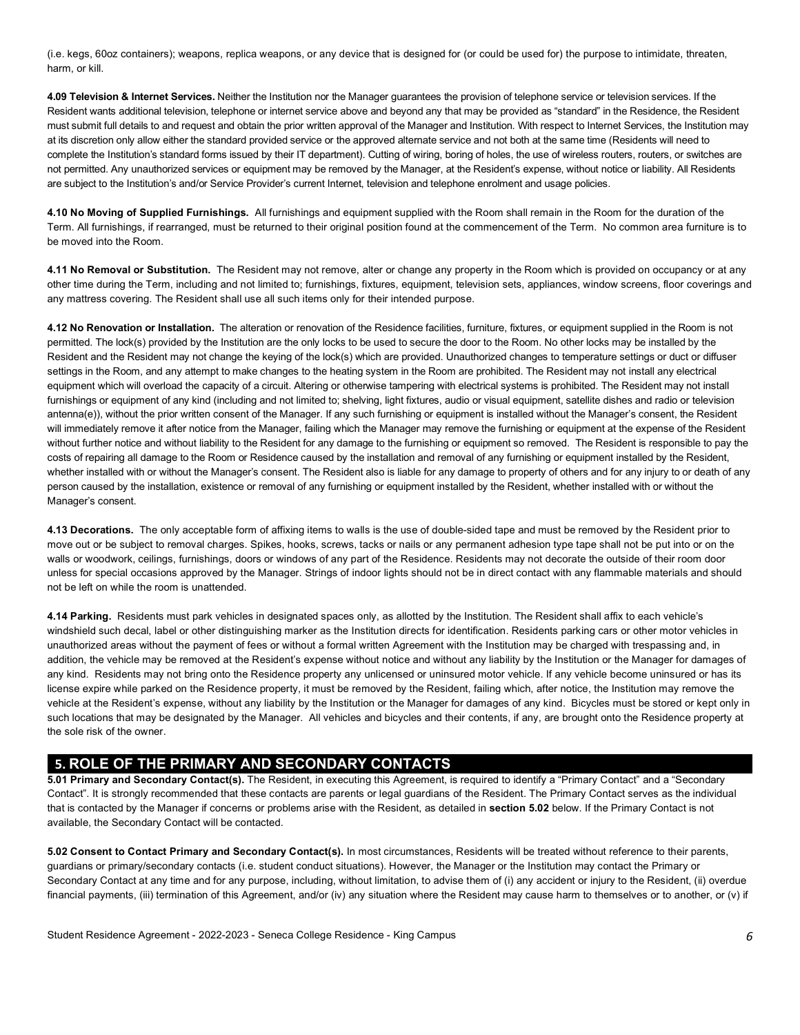(i.e. kegs, 60oz containers); weapons, replica weapons, or any device that is designed for (or could be used for) the purpose to intimidate, threaten, harm, or kill.

**4.09 Television & Internet Services.** Neither the Institution nor the Manager guarantees the provision of telephone service or television services. If the Resident wants additional television, telephone or internet service above and beyond any that may be provided as "standard" in the Residence, the Resident must submit full details to and request and obtain the prior written approval of the Manager and Institution. With respect to Internet Services, the Institution may at its discretion only allow either the standard provided service or the approved alternate service and not both at the same time (Residents will need to complete the Institution's standard forms issued by their IT department). Cutting of wiring, boring of holes, the use of wireless routers, routers, or switches are not permitted. Any unauthorized services or equipment may be removed by the Manager, at the Resident's expense, without notice or liability. All Residents are subject to the Institution's and/or Service Provider's current Internet, television and telephone enrolment and usage policies.

**4.10 No Moving of Supplied Furnishings.** All furnishings and equipment supplied with the Room shall remain in the Room for the duration of the Term. All furnishings, if rearranged, must be returned to their original position found at the commencement of the Term. No common area furniture is to be moved into the Room.

**4.11 No Removal or Substitution.** The Resident may not remove, alter or change any property in the Room which is provided on occupancy or at any other time during the Term, including and not limited to; furnishings, fixtures, equipment, television sets, appliances, window screens, floor coverings and any mattress covering. The Resident shall use all such items only for their intended purpose.

**4.12 No Renovation or Installation.** The alteration or renovation of the Residence facilities, furniture, fixtures, or equipment supplied in the Room is not permitted. The lock(s) provided by the Institution are the only locks to be used to secure the door to the Room. No other locks may be installed by the Resident and the Resident may not change the keying of the lock(s) which are provided. Unauthorized changes to temperature settings or duct or diffuser settings in the Room, and any attempt to make changes to the heating system in the Room are prohibited. The Resident may not install any electrical equipment which will overload the capacity of a circuit. Altering or otherwise tampering with electrical systems is prohibited. The Resident may not install furnishings or equipment of any kind (including and not limited to; shelving, light fixtures, audio or visual equipment, satellite dishes and radio or television antenna(e)), without the prior written consent of the Manager. If any such furnishing or equipment is installed without the Manager's consent, the Resident will immediately remove it after notice from the Manager, failing which the Manager may remove the furnishing or equipment at the expense of the Resident without further notice and without liability to the Resident for any damage to the furnishing or equipment so removed. The Resident is responsible to pay the costs of repairing all damage to the Room or Residence caused by the installation and removal of any furnishing or equipment installed by the Resident, whether installed with or without the Manager's consent. The Resident also is liable for any damage to property of others and for any injury to or death of any person caused by the installation, existence or removal of any furnishing or equipment installed by the Resident, whether installed with or without the Manager's consent.

**4.13 Decorations.** The only acceptable form of affixing items to walls is the use of double-sided tape and must be removed by the Resident prior to move out or be subject to removal charges. Spikes, hooks, screws, tacks or nails or any permanent adhesion type tape shall not be put into or on the walls or woodwork, ceilings, furnishings, doors or windows of any part of the Residence. Residents may not decorate the outside of their room door unless for special occasions approved by the Manager. Strings of indoor lights should not be in direct contact with any flammable materials and should not be left on while the room is unattended.

**4.14 Parking.** Residents must park vehicles in designated spaces only, as allotted by the Institution. The Resident shall affix to each vehicle's windshield such decal, label or other distinguishing marker as the Institution directs for identification. Residents parking cars or other motor vehicles in unauthorized areas without the payment of fees or without a formal written Agreement with the Institution may be charged with trespassing and, in addition, the vehicle may be removed at the Resident's expense without notice and without any liability by the Institution or the Manager for damages of any kind. Residents may not bring onto the Residence property any unlicensed or uninsured motor vehicle. If any vehicle become uninsured or has its license expire while parked on the Residence property, it must be removed by the Resident, failing which, after notice, the Institution may remove the vehicle at the Resident's expense, without any liability by the Institution or the Manager for damages of any kind. Bicycles must be stored or kept only in such locations that may be designated by the Manager. All vehicles and bicycles and their contents, if any, are brought onto the Residence property at the sole risk of the owner.

## 5. ROLE OF THE PRIMARY AND SECONDARY CONTACTS

**5.01 Primary and Secondary Contact(s).** The Resident, in executing this Agreement, is required to identify a "Primary Contact" and a "Secondary Contact". It is strongly recommended that these contacts are parents or legal guardians of the Resident. The Primary Contact serves as the individual that is contacted by the Manager if concerns or problems arise with the Resident, as detailed in **section 5.02** below. If the Primary Contact is not available, the Secondary Contact will be contacted.

**5.02 Consent to Contact Primary and Secondary Contact(s).** In most circumstances, Residents will be treated without reference to their parents, guardians or primary/secondary contacts (i.e. student conduct situations). However, the Manager or the Institution may contact the Primary or Secondary Contact at any time and for any purpose, including, without limitation, to advise them of (i) any accident or injury to the Resident, (ii) overdue financial payments, (iii) termination of this Agreement, and/or (iv) any situation where the Resident may cause harm to themselves or to another, or (v) if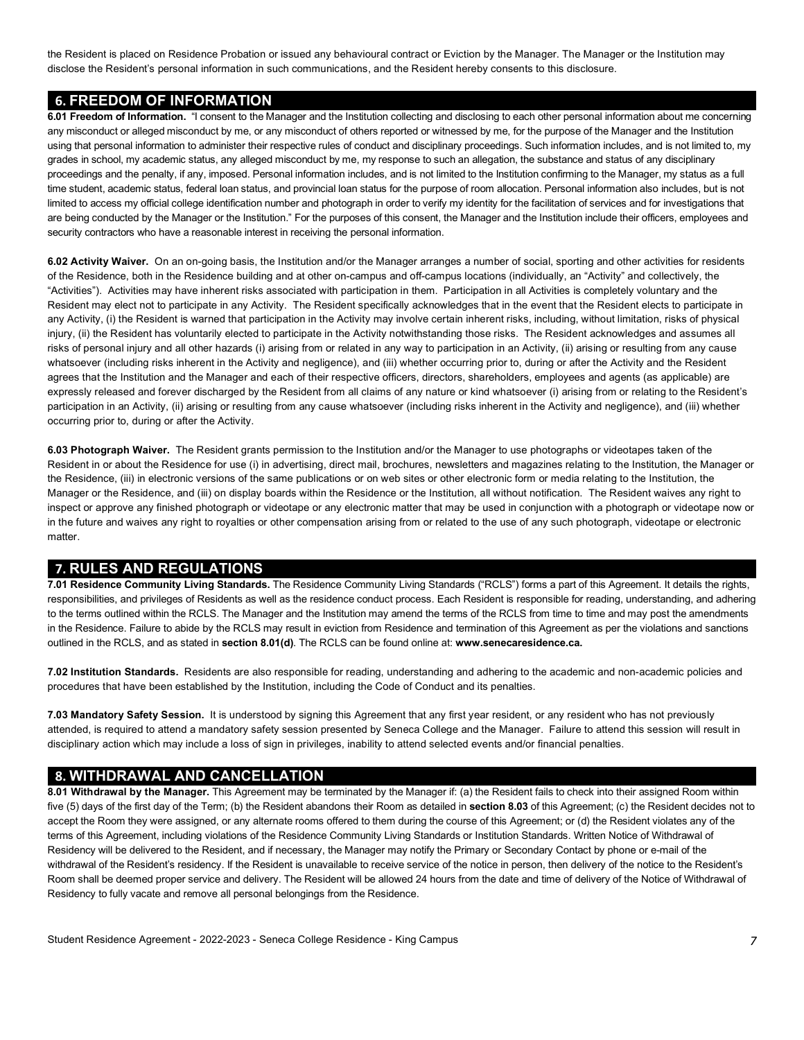the Resident is placed on Residence Probation or issued any behavioural contract or Eviction by the Manager. The Manager or the Institution may disclose the Resident's personal information in such communications, and the Resident hereby consents to this disclosure.

## 6. FREEDOM OF INFORMATION

**6.01 Freedom of Information.** "I consent to the Manager and the Institution collecting and disclosing to each other personal information about me concerning any misconduct or alleged misconduct by me, or any misconduct of others reported or witnessed by me, for the purpose of the Manager and the Institution using that personal information to administer their respective rules of conduct and disciplinary proceedings. Such information includes, and is not limited to, my grades in school, my academic status, any alleged misconduct by me, my response to such an allegation, the substance and status of any disciplinary proceedings and the penalty, if any, imposed. Personal information includes, and is not limited to the Institution confirming to the Manager, my status as a full time student, academic status, federal loan status, and provincial loan status for the purpose of room allocation. Personal information also includes, but is not limited to access my official college identification number and photograph in order to verify my identity for the facilitation of services and for investigations that are being conducted by the Manager or the Institution." For the purposes of this consent, the Manager and the Institution include their officers, employees and security contractors who have a reasonable interest in receiving the personal information.

**6.02 Activity Waiver.** On an on-going basis, the Institution and/or the Manager arranges a number of social, sporting and other activities for residents of the Residence, both in the Residence building and at other on-campus and off-campus locations (individually, an "Activity" and collectively, the "Activities"). Activities may have inherent risks associated with participation in them. Participation in all Activities is completely voluntary and the Resident may elect not to participate in any Activity. The Resident specifically acknowledges that in the event that the Resident elects to participate in any Activity, (i) the Resident is warned that participation in the Activity may involve certain inherent risks, including, without limitation, risks of physical injury, (ii) the Resident has voluntarily elected to participate in the Activity notwithstanding those risks. The Resident acknowledges and assumes all risks of personal injury and all other hazards (i) arising from or related in any way to participation in an Activity, (ii) arising or resulting from any cause whatsoever (including risks inherent in the Activity and negligence), and (iii) whether occurring prior to, during or after the Activity and the Resident agrees that the Institution and the Manager and each of their respective officers, directors, shareholders, employees and agents (as applicable) are expressly released and forever discharged by the Resident from all claims of any nature or kind whatsoever (i) arising from or relating to the Resident's participation in an Activity, (ii) arising or resulting from any cause whatsoever (including risks inherent in the Activity and negligence), and (iii) whether occurring prior to, during or after the Activity.

**6.03 Photograph Waiver.** The Resident grants permission to the Institution and/or the Manager to use photographs or videotapes taken of the Resident in or about the Residence for use (i) in advertising, direct mail, brochures, newsletters and magazines relating to the Institution, the Manager or the Residence, (iii) in electronic versions of the same publications or on web sites or other electronic form or media relating to the Institution, the Manager or the Residence, and (iii) on display boards within the Residence or the Institution, all without notification. The Resident waives any right to inspect or approve any finished photograph or videotape or any electronic matter that may be used in conjunction with a photograph or videotape now or in the future and waives any right to royalties or other compensation arising from or related to the use of any such photograph, videotape or electronic matter.

## 7. RULES AND REGULATIONS

**7.01 Residence Community Living Standards.** The Residence Community Living Standards ("RCLS") forms a part of this Agreement. It details the rights, responsibilities, and privileges of Residents as well as the residence conduct process. Each Resident is responsible for reading, understanding, and adhering to the terms outlined within the RCLS. The Manager and the Institution may amend the terms of the RCLS from time to time and may post the amendments in the Residence. Failure to abide by the RCLS may result in eviction from Residence and termination of this Agreement as per the violations and sanctions outlined in the RCLS, and as stated in **section 8.01(d)**. The RCLS can be found online at: **www.senecaresidence.ca.**

**7.02 Institution Standards.** Residents are also responsible for reading, understanding and adhering to the academic and non-academic policies and procedures that have been established by the Institution, including the Code of Conduct and its penalties.

**7.03 Mandatory Safety Session.** It is understood by signing this Agreement that any first year resident, or any resident who has not previously attended, is required to attend a mandatory safety session presented by Seneca College and the Manager. Failure to attend this session will result in disciplinary action which may include a loss of sign in privileges, inability to attend selected events and/or financial penalties.

## 8. WITHDRAWAL AND CANCELLATION

**8.01 Withdrawal by the Manager.** This Agreement may be terminated by the Manager if: (a) the Resident fails to check into their assigned Room within five (5) days of the first day of the Term; (b) the Resident abandons their Room as detailed in **section 8.03** of this Agreement; (c) the Resident decides not to accept the Room they were assigned, or any alternate rooms offered to them during the course of this Agreement; or (d) the Resident violates any of the terms of this Agreement, including violations of the Residence Community Living Standards or Institution Standards. Written Notice of Withdrawal of Residency will be delivered to the Resident, and if necessary, the Manager may notify the Primary or Secondary Contact by phone or e-mail of the withdrawal of the Resident's residency. If the Resident is unavailable to receive service of the notice in person, then delivery of the notice to the Resident's Room shall be deemed proper service and delivery. The Resident will be allowed 24 hours from the date and time of delivery of the Notice of Withdrawal of Residency to fully vacate and remove all personal belongings from the Residence.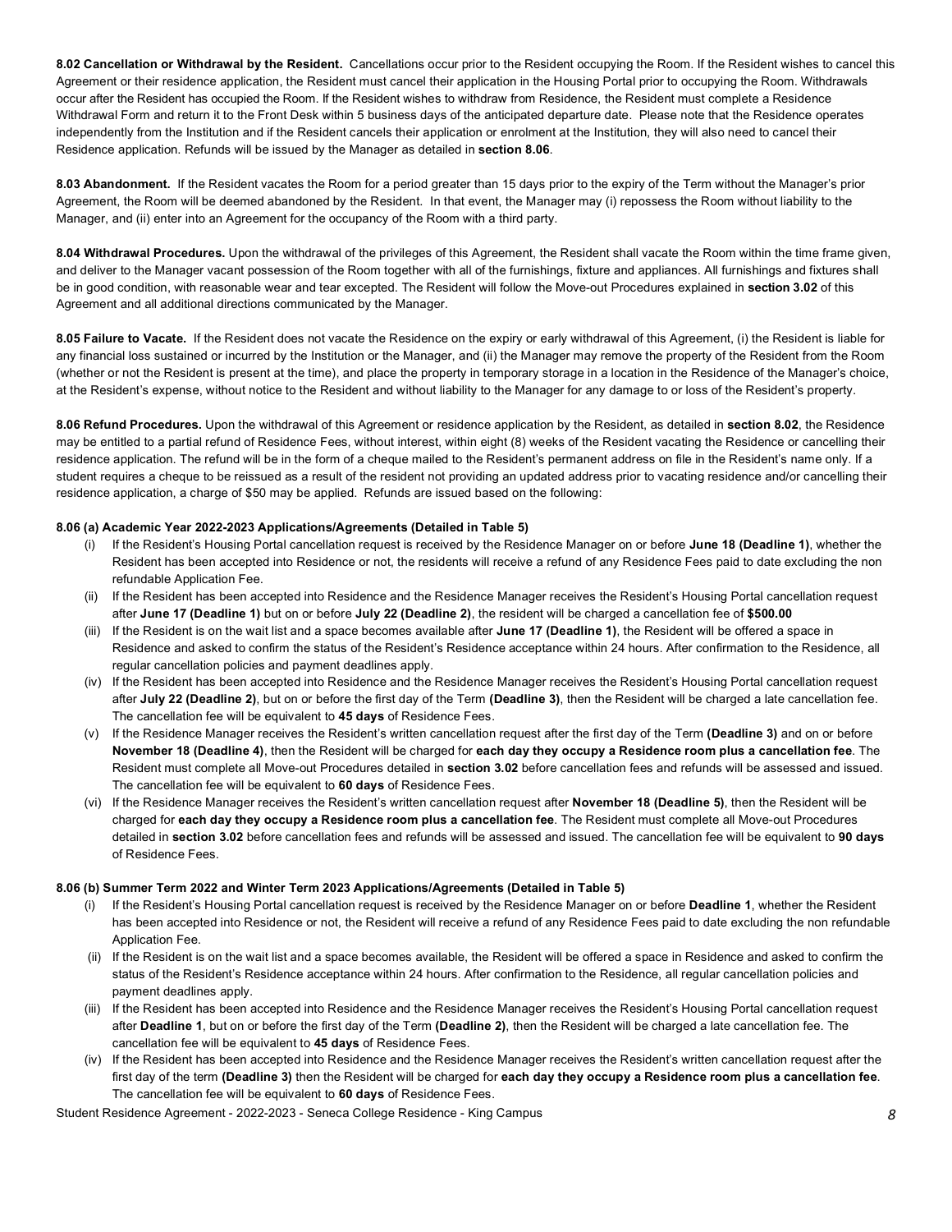**8.02 Cancellation or Withdrawal by the Resident.** Cancellations occur prior to the Resident occupying the Room. If the Resident wishes to cancel this Agreement or their residence application, the Resident must cancel their application in the Housing Portal prior to occupying the Room. Withdrawals occur after the Resident has occupied the Room. If the Resident wishes to withdraw from Residence, the Resident must complete a Residence Withdrawal Form and return it to the Front Desk within 5 business days of the anticipated departure date. Please note that the Residence operates independently from the Institution and if the Resident cancels their application or enrolment at the Institution, they will also need to cancel their Residence application. Refunds will be issued by the Manager as detailed in **section 8.06**.

**8.03 Abandonment.** If the Resident vacates the Room for a period greater than 15 days prior to the expiry of the Term without the Manager's prior Agreement, the Room will be deemed abandoned by the Resident. In that event, the Manager may (i) repossess the Room without liability to the Manager, and (ii) enter into an Agreement for the occupancy of the Room with a third party.

**8.04 Withdrawal Procedures.** Upon the withdrawal of the privileges of this Agreement, the Resident shall vacate the Room within the time frame given, and deliver to the Manager vacant possession of the Room together with all of the furnishings, fixture and appliances. All furnishings and fixtures shall be in good condition, with reasonable wear and tear excepted. The Resident will follow the Move-out Procedures explained in **section 3.02** of this Agreement and all additional directions communicated by the Manager.

**8.05 Failure to Vacate.** If the Resident does not vacate the Residence on the expiry or early withdrawal of this Agreement, (i) the Resident is liable for any financial loss sustained or incurred by the Institution or the Manager, and (ii) the Manager may remove the property of the Resident from the Room (whether or not the Resident is present at the time), and place the property in temporary storage in a location in the Residence of the Manager's choice, at the Resident's expense, without notice to the Resident and without liability to the Manager for any damage to or loss of the Resident's property.

**8.06 Refund Procedures.** Upon the withdrawal of this Agreement or residence application by the Resident, as detailed in **section 8.02**, the Residence may be entitled to a partial refund of Residence Fees, without interest, within eight (8) weeks of the Resident vacating the Residence or cancelling their residence application. The refund will be in the form of a cheque mailed to the Resident's permanent address on file in the Resident's name only. If a student requires a cheque to be reissued as a result of the resident not providing an updated address prior to vacating residence and/or cancelling their residence application, a charge of $50 may be applied. Refunds are issued based on the following:

**8.06 (a) Academic Year 2022-2023 Applications/Agreements (Detailed in Table 5)**

- (i) If the Resident's Housing Portal cancellation request is received by the Residence Manager on or before **June 18 (Deadline 1)**, whether the Resident has been accepted into Residence or not, the residents will receive a refund of any Residence Fees paid to date excluding the non refundable Application Fee.
- (ii) If the Resident has been accepted into Residence and the Residence Manager receives the Resident's Housing Portal cancellation request after **June 17 (Deadline 1)** but on or before **July 22 (Deadline 2)**, the resident will be charged a cancellation fee of **$500.00**
- (iii) If the Resident is on the wait list and a space becomes available after **June 17 (Deadline 1)**, the Resident will be offered a space in Residence and asked to confirm the status of the Resident's Residence acceptance within 24 hours. After confirmation to the Residence, all regular cancellation policies and payment deadlines apply.
- (iv) If the Resident has been accepted into Residence and the Residence Manager receives the Resident's Housing Portal cancellation request after **July 22 (Deadline 2)**, but on or before the first day of the Term **(Deadline 3)**, then the Resident will be charged a late cancellation fee. The cancellation fee will be equivalent to **45 days** of Residence Fees.
- (v) If the Residence Manager receives the Resident's written cancellation request after the first day of the Term **(Deadline 3)** and on or before **November 18 (Deadline 4)**, then the Resident will be charged for **each day they occupy a Residence room plus a cancellation fee**. The Resident must complete all Move-out Procedures detailed in **section 3.02** before cancellation fees and refunds will be assessed and issued. The cancellation fee will be equivalent to **60 days** of Residence Fees.
- (vi) If the Residence Manager receives the Resident's written cancellation request after **November 18 (Deadline 5)**, then the Resident will be charged for **each day they occupy a Residence room plus a cancellation fee**. The Resident must complete all Move-out Procedures detailed in **section 3.02** before cancellation fees and refunds will be assessed and issued. The cancellation fee will be equivalent to **90 days** of Residence Fees.

**8.06 (b) Summer Term 2022 and Winter Term 2023 Applications/Agreements (Detailed in Table 5)**

- (i) If the Resident's Housing Portal cancellation request is received by the Residence Manager on or before **Deadline 1**, whether the Resident has been accepted into Residence or not, the Resident will receive a refund of any Residence Fees paid to date excluding the non refundable Application Fee.
- (ii) If the Resident is on the wait list and a space becomes available, the Resident will be offered a space in Residence and asked to confirm the status of the Resident's Residence acceptance within 24 hours. After confirmation to the Residence, all regular cancellation policies and payment deadlines apply.
- (iii) If the Resident has been accepted into Residence and the Residence Manager receives the Resident's Housing Portal cancellation request after **Deadline 1**, but on or before the first day of the Term **(Deadline 2)**, then the Resident will be charged a late cancellation fee. The cancellation fee will be equivalent to **45 days** of Residence Fees.
- (iv) If the Resident has been accepted into Residence and the Residence Manager receives the Resident's written cancellation request after the first day of the term **(Deadline 3)** then the Resident will be charged for **each day they occupy a Residence room plus a cancellation fee**. The cancellation fee will be equivalent to **60 days** of Residence Fees.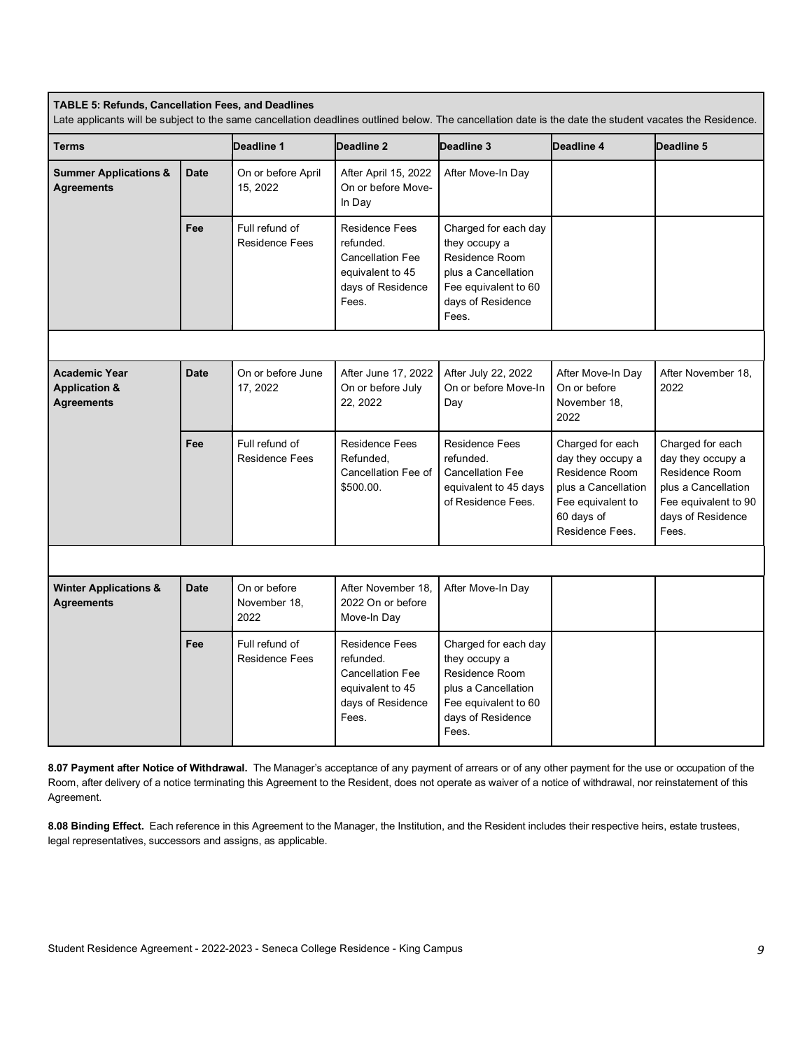**TABLE 5: Refunds, Cancellation Fees, and Deadlines**

Late applicants will be subject to the same cancellation deadlines outlined below. The cancellation date is the date the student vacates the Residence.

| Terms | | Deadline 1 | Deadline 2 | Deadline 3 | Deadline 4 | Deadline 5 |
|---|---|---|---|---|---|---|
| **Summer Applications & Agreements** | **Date** | On or before April 15, 2022 | After April 15, 2022 On or before Move-In Day | After Move-In Day | | |
| | **Fee** | Full refund of Residence Fees | Residence Fees refunded. Cancellation Fee equivalent to 45 days of Residence Fees. | Charged for each day they occupy a Residence Room plus a Cancellation Fee equivalent to 60 days of Residence Fees. | | |
| | | | | | | |
| **Academic Year Application & Agreements** | **Date** | On or before June 17, 2022 | After June 17, 2022 On or before July 22, 2022 | After July 22, 2022 On or before Move-In Day | After Move-In Day On or before November 18, 2022 | After November 18, 2022 |
| | **Fee** | Full refund of Residence Fees | Residence Fees Refunded, Cancellation Fee of $500.00. | Residence Fees refunded. Cancellation Fee equivalent to 45 days of Residence Fees. | Charged for each day they occupy a Residence Room plus a Cancellation Fee equivalent to 60 days of Residence Fees. | Charged for each day they occupy a Residence Room plus a Cancellation Fee equivalent to 90 days of Residence Fees. |
| | | | | | | |
| **Winter Applications & Agreements** | **Date** | On or before November 18, 2022 | After November 18, 2022 On or before Move-In Day | After Move-In Day | | |
| | **Fee** | Full refund of Residence Fees | Residence Fees refunded. Cancellation Fee equivalent to 45 days of Residence Fees. | Charged for each day they occupy a Residence Room plus a Cancellation Fee equivalent to 60 days of Residence Fees. | | |

**8.07 Payment after Notice of Withdrawal.** The Manager's acceptance of any payment of arrears or of any other payment for the use or occupation of the Room, after delivery of a notice terminating this Agreement to the Resident, does not operate as waiver of a notice of withdrawal, nor reinstatement of this Agreement.

**8.08 Binding Effect.** Each reference in this Agreement to the Manager, the Institution, and the Resident includes their respective heirs, estate trustees, legal representatives, successors and assigns, as applicable.